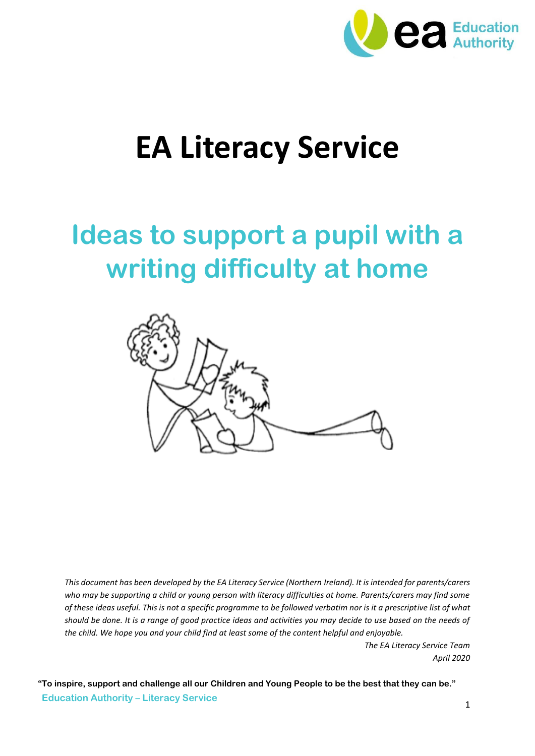# EA Literacy Service

## Ideas to support a pupil with a writing difficulty at home

*This document has been developed by the EA Literacy Service (Northern Ireland). It is intended for parents/carers who may be supporting a child or young person with literacy difficulties at home. Parents/carers may find some of these ideas useful. This is not a specific programme to be followed verbatim nor is it a prescriptive list of what should be done. It is a range of good practice ideas and activities you may decide to use based on the needs of the child. We hope you and your child find at least some of the content helpful and enjoyable.*

*The EA Literacy Service Team*
*April 2020*

**"To inspire, support and challenge all our Children and Young People to be the best that they can be."**
**Education Authority – Literacy Service**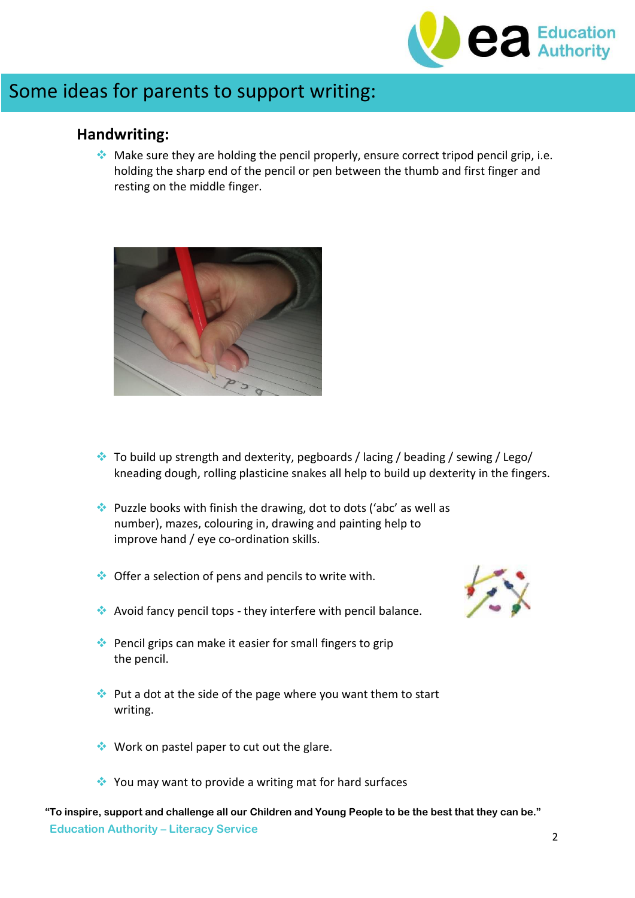## Some ideas for parents to support writing:

### Handwriting:

- Make sure they are holding the pencil properly, ensure correct tripod pencil grip, i.e. holding the sharp end of the pencil or pen between the thumb and first finger and resting on the middle finger.

- To build up strength and dexterity, pegboards / lacing / beading / sewing / Lego/ kneading dough, rolling plasticine snakes all help to build up dexterity in the fingers.

- Puzzle books with finish the drawing, dot to dots ('abc' as well as number), mazes, colouring in, drawing and painting help to improve hand / eye co-ordination skills.

- Offer a selection of pens and pencils to write with.

- Avoid fancy pencil tops - they interfere with pencil balance.

- Pencil grips can make it easier for small fingers to grip the pencil.

- Put a dot at the side of the page where you want them to start writing.

- Work on pastel paper to cut out the glare.

- You may want to provide a writing mat for hard surfaces

**"To inspire, support and challenge all our Children and Young People to be the best that they can be."**

**Education Authority – Literacy Service**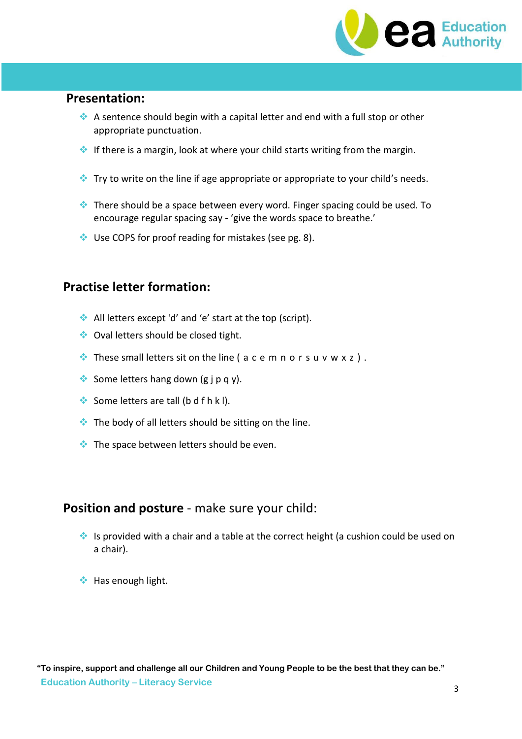## Presentation:

- A sentence should begin with a capital letter and end with a full stop or other appropriate punctuation.
- If there is a margin, look at where your child starts writing from the margin.
- Try to write on the line if age appropriate or appropriate to your child's needs.
- There should be a space between every word. Finger spacing could be used. To encourage regular spacing say - 'give the words space to breathe.'
- Use COPS for proof reading for mistakes (see pg. 8).

## Practise letter formation:

- All letters except 'd' and 'e' start at the top (script).
- Oval letters should be closed tight.
- These small letters sit on the line ( a c e m n o r s u v w x z ) .
- Some letters hang down (g j p q y).
- Some letters are tall (b d f h k l).
- The body of all letters should be sitting on the line.
- The space between letters should be even.

## **Position and posture** - make sure your child:

- Is provided with a chair and a table at the correct height (a cushion could be used on a chair).
- Has enough light.

**"To inspire, support and challenge all our Children and Young People to be the best that they can be."**

Education Authority – Literacy Service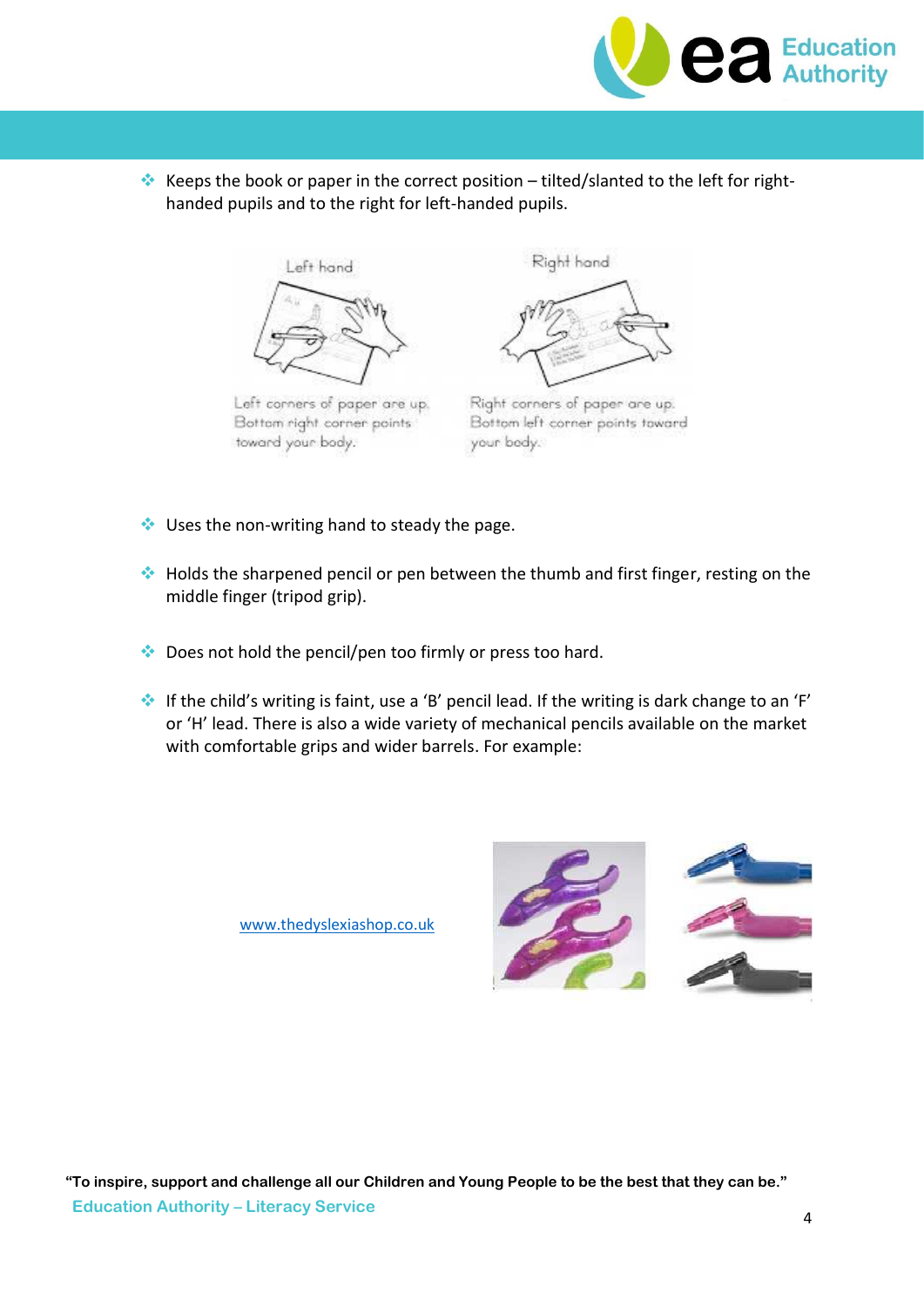- Keeps the book or paper in the correct position – tilted/slanted to the left for right-handed pupils and to the right for left-handed pupils.

Left hand

Left corners of paper are up. Bottom right corner points toward your body.

Right hand

Right corners of paper are up. Bottom left corner points toward your body.

- Uses the non-writing hand to steady the page.

- Holds the sharpened pencil or pen between the thumb and first finger, resting on the middle finger (tripod grip).

- Does not hold the pencil/pen too firmly or press too hard.

- If the child's writing is faint, use a 'B' pencil lead. If the writing is dark change to an 'F' or 'H' lead. There is also a wide variety of mechanical pencils available on the market with comfortable grips and wider barrels. For example:

[www.thedyslexiashop.co.uk](http://www.thedyslexiashop.co.uk)

**"To inspire, support and challenge all our Children and Young People to be the best that they can be."**

**Education Authority – Literacy Service**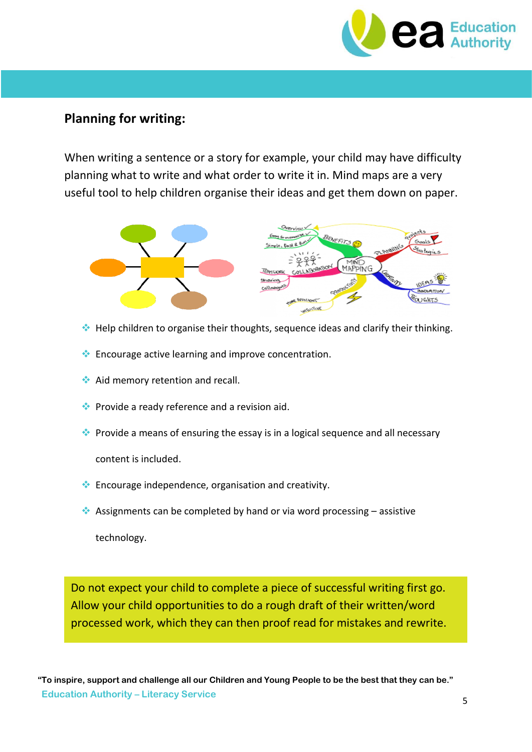## Planning for writing:

When writing a sentence or a story for example, your child may have difficulty planning what to write and what order to write it in. Mind maps are a very useful tool to help children organise their ideas and get them down on paper.

- Help children to organise their thoughts, sequence ideas and clarify their thinking.
- Encourage active learning and improve concentration.
- Aid memory retention and recall.
- Provide a ready reference and a revision aid.
- Provide a means of ensuring the essay is in a logical sequence and all necessary content is included.
- Encourage independence, organisation and creativity.
- Assignments can be completed by hand or via word processing – assistive technology.

Do not expect your child to complete a piece of successful writing first go. Allow your child opportunities to do a rough draft of their written/word processed work, which they can then proof read for mistakes and rewrite.

**"To inspire, support and challenge all our Children and Young People to be the best that they can be."**

Education Authority – Literacy Service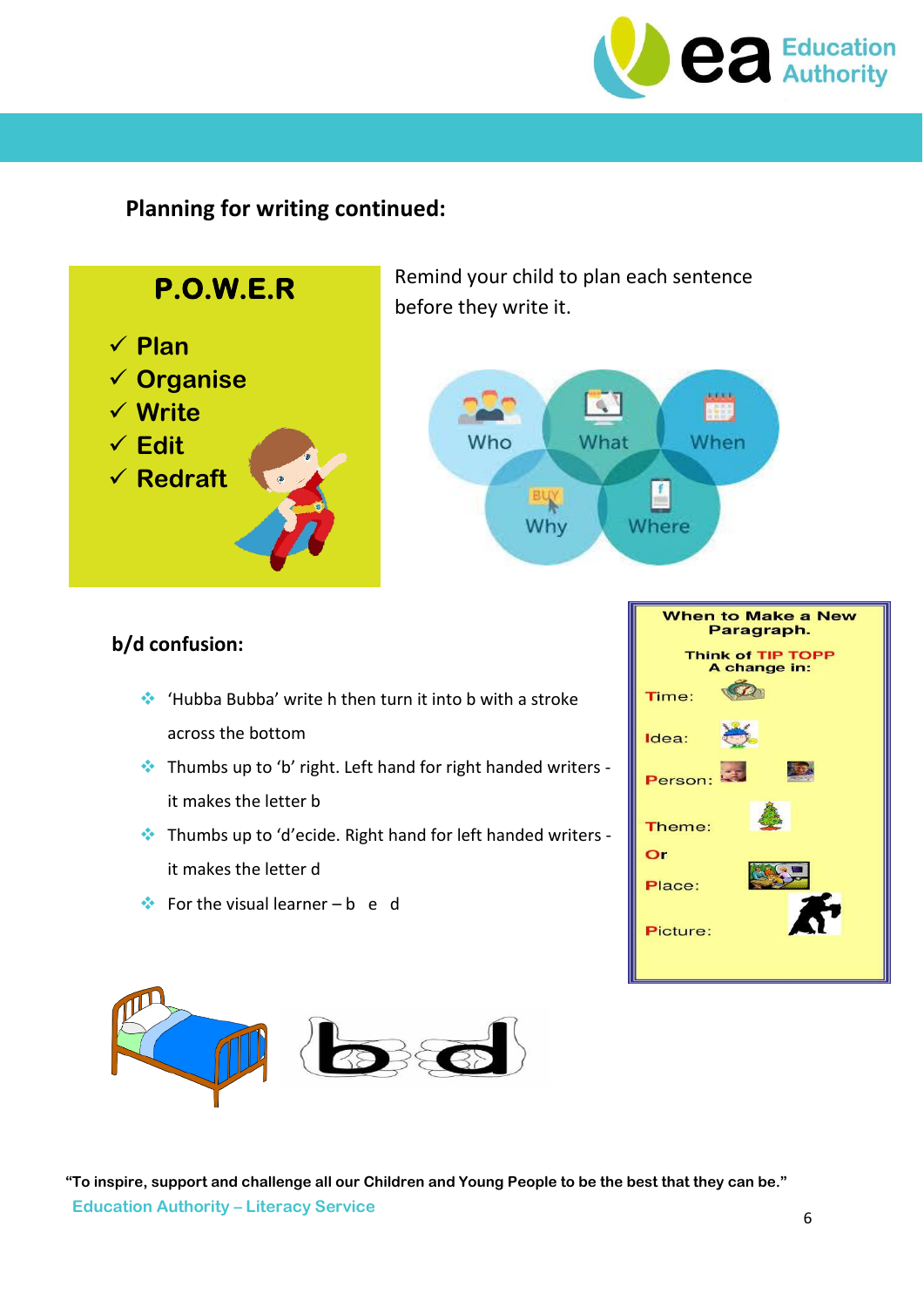## Planning for writing continued:

**P.O.W.E.R**

- ✓ Plan
- ✓ Organise
- ✓ Write
- ✓ Edit
- ✓ Redraft

Remind your child to plan each sentence before they write it.

Who · What · When · Why · Where

**When to Make a New Paragraph.**

Think of TIP TOPP
A change in:

- Time:
- Idea:
- Person:
- Theme:
- Or
- Place:
- Picture:

## b/d confusion:

- 'Hubba Bubba' write h then turn it into b with a stroke across the bottom
- Thumbs up to 'b' right. Left hand for right handed writers - it makes the letter b
- Thumbs up to 'd'ecide. Right hand for left handed writers - it makes the letter d
- For the visual learner – b e d

b d

**"To inspire, support and challenge all our Children and Young People to be the best that they can be."**

Education Authority – Literacy Service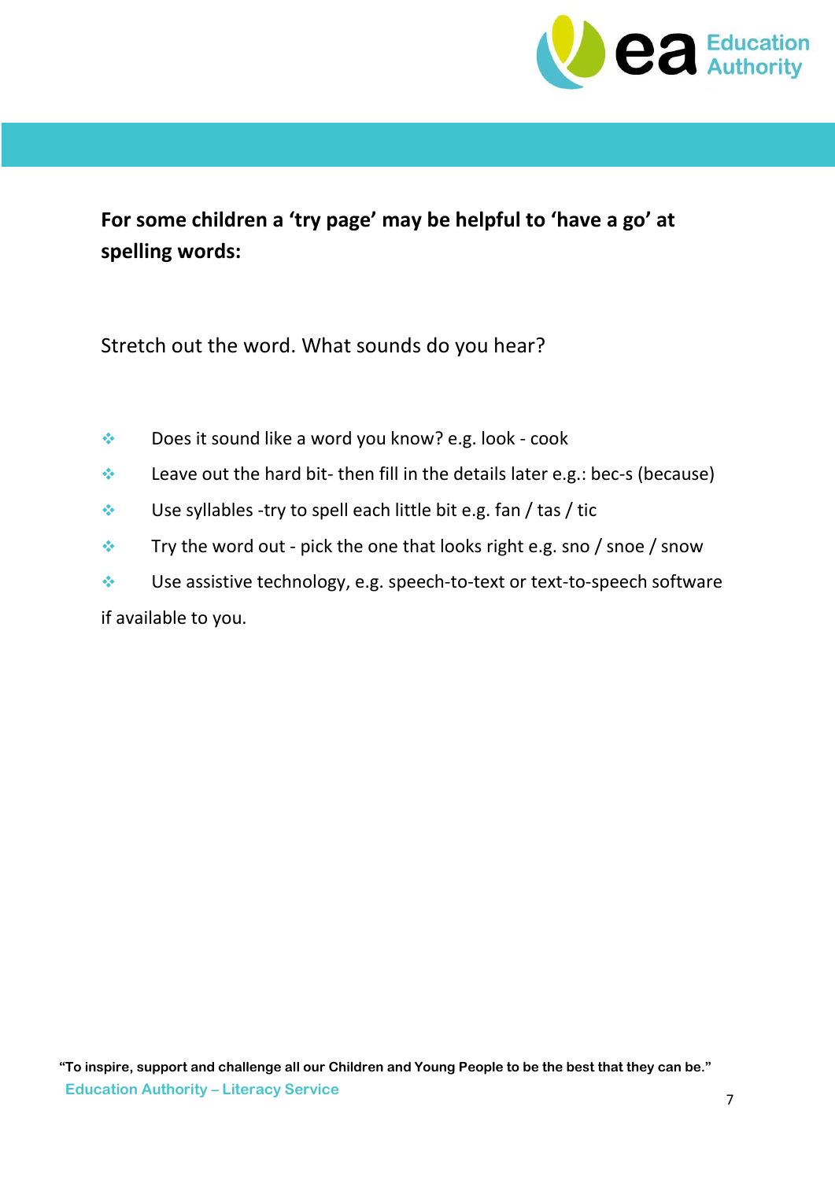**For some children a 'try page' may be helpful to 'have a go' at spelling words:**

Stretch out the word. What sounds do you hear?

- Does it sound like a word you know? e.g. look - cook
- Leave out the hard bit- then fill in the details later e.g.: bec-s (because)
- Use syllables -try to spell each little bit e.g. fan / tas / tic
- Try the word out - pick the one that looks right e.g. sno / snoe / snow
- Use assistive technology, e.g. speech-to-text or text-to-speech software

if available to you.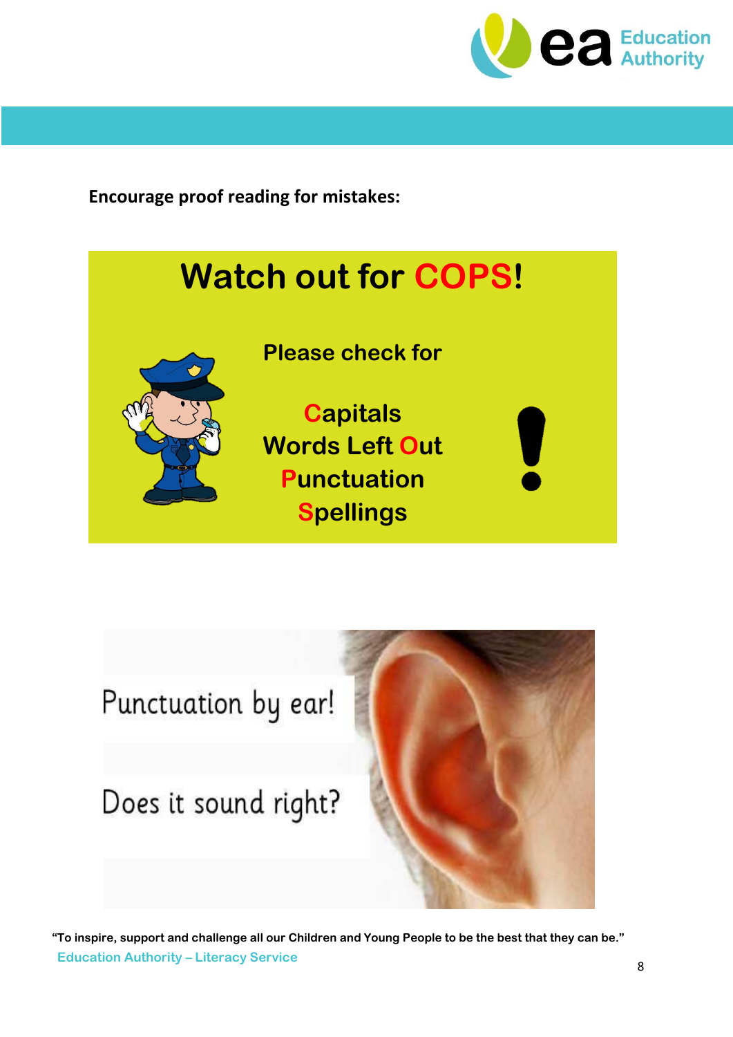**Encourage proof reading for mistakes:**

## Watch out for COPS!

Please check for

**C**apitals
Words Left **O**ut
**P**unctuation
**S**pellings

Punctuation by ear!

Does it sound right?

"To inspire, support and challenge all our Children and Young People to be the best that they can be."
Education Authority – Literacy Service